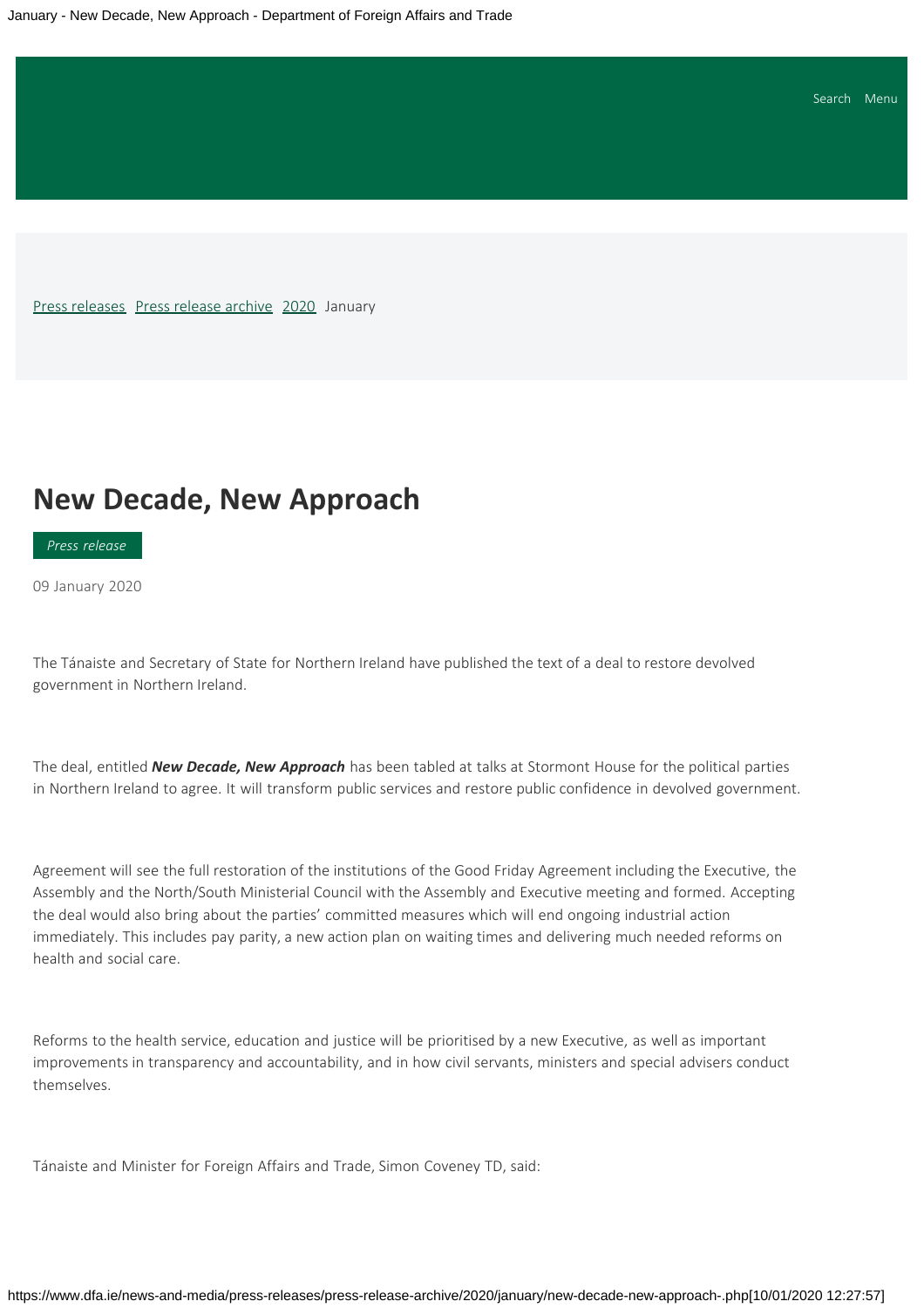Press releases Press release archive 2020 January

# New Decade, New Approach

*Press release*

09 January 2020

The Tánaiste and Secretary of State for Northern Ireland have published the text of a deal to restore devolved government in Northern Ireland.

The deal, entitled ***New Decade, New Approach*** has been tabled at talks at Stormont House for the political parties in Northern Ireland to agree. It will transform public services and restore public confidence in devolved government.

Agreement will see the full restoration of the institutions of the Good Friday Agreement including the Executive, the Assembly and the North/South Ministerial Council with the Assembly and Executive meeting and formed. Accepting the deal would also bring about the parties' committed measures which will end ongoing industrial action immediately. This includes pay parity, a new action plan on waiting times and delivering much needed reforms on health and social care.

Reforms to the health service, education and justice will be prioritised by a new Executive, as well as important improvements in transparency and accountability, and in how civil servants, ministers and special advisers conduct themselves.

Tánaiste and Minister for Foreign Affairs and Trade, Simon Coveney TD, said: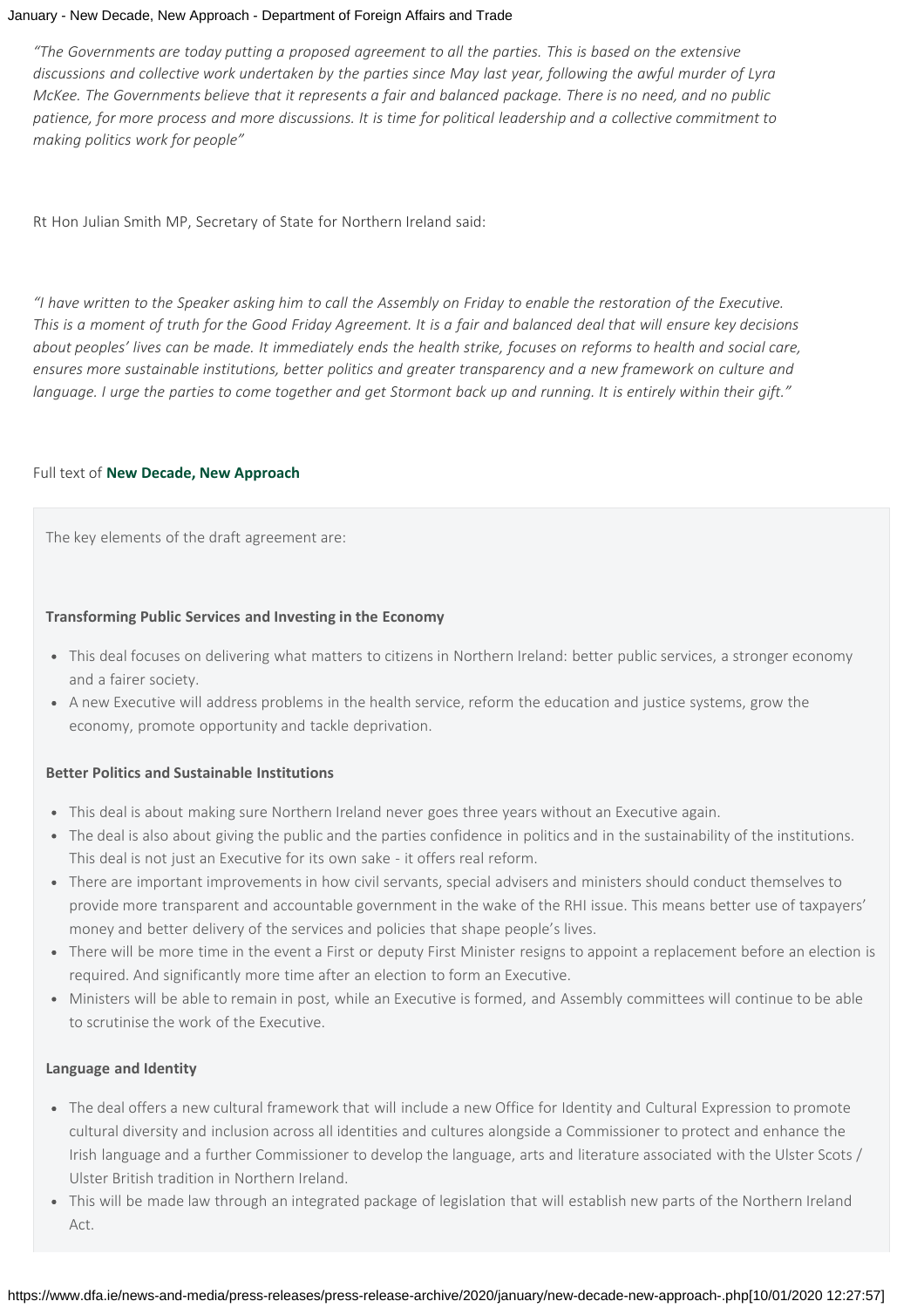*"The Governments are today putting a proposed agreement to all the parties. This is based on the extensive discussions and collective work undertaken by the parties since May last year, following the awful murder of Lyra McKee. The Governments believe that it represents a fair and balanced package. There is no need, and no public patience, for more process and more discussions. It is time for political leadership and a collective commitment to making politics work for people"*

Rt Hon Julian Smith MP, Secretary of State for Northern Ireland said:

*"I have written to the Speaker asking him to call the Assembly on Friday to enable the restoration of the Executive. This is a moment of truth for the Good Friday Agreement. It is a fair and balanced deal that will ensure key decisions about peoples' lives can be made. It immediately ends the health strike, focuses on reforms to health and social care, ensures more sustainable institutions, better politics and greater transparency and a new framework on culture and language. I urge the parties to come together and get Stormont back up and running. It is entirely within their gift."*

Full text of **New Decade, New Approach**

The key elements of the draft agreement are:

**Transforming Public Services and Investing in the Economy**

- This deal focuses on delivering what matters to citizens in Northern Ireland: better public services, a stronger economy and a fairer society.
- A new Executive will address problems in the health service, reform the education and justice systems, grow the economy, promote opportunity and tackle deprivation.

**Better Politics and Sustainable Institutions**

- This deal is about making sure Northern Ireland never goes three years without an Executive again.
- The deal is also about giving the public and the parties confidence in politics and in the sustainability of the institutions. This deal is not just an Executive for its own sake - it offers real reform.
- There are important improvements in how civil servants, special advisers and ministers should conduct themselves to provide more transparent and accountable government in the wake of the RHI issue. This means better use of taxpayers' money and better delivery of the services and policies that shape people's lives.
- There will be more time in the event a First or deputy First Minister resigns to appoint a replacement before an election is required. And significantly more time after an election to form an Executive.
- Ministers will be able to remain in post, while an Executive is formed, and Assembly committees will continue to be able to scrutinise the work of the Executive.

**Language and Identity**

- The deal offers a new cultural framework that will include a new Office for Identity and Cultural Expression to promote cultural diversity and inclusion across all identities and cultures alongside a Commissioner to protect and enhance the Irish language and a further Commissioner to develop the language, arts and literature associated with the Ulster Scots / Ulster British tradition in Northern Ireland.
- This will be made law through an integrated package of legislation that will establish new parts of the Northern Ireland Act.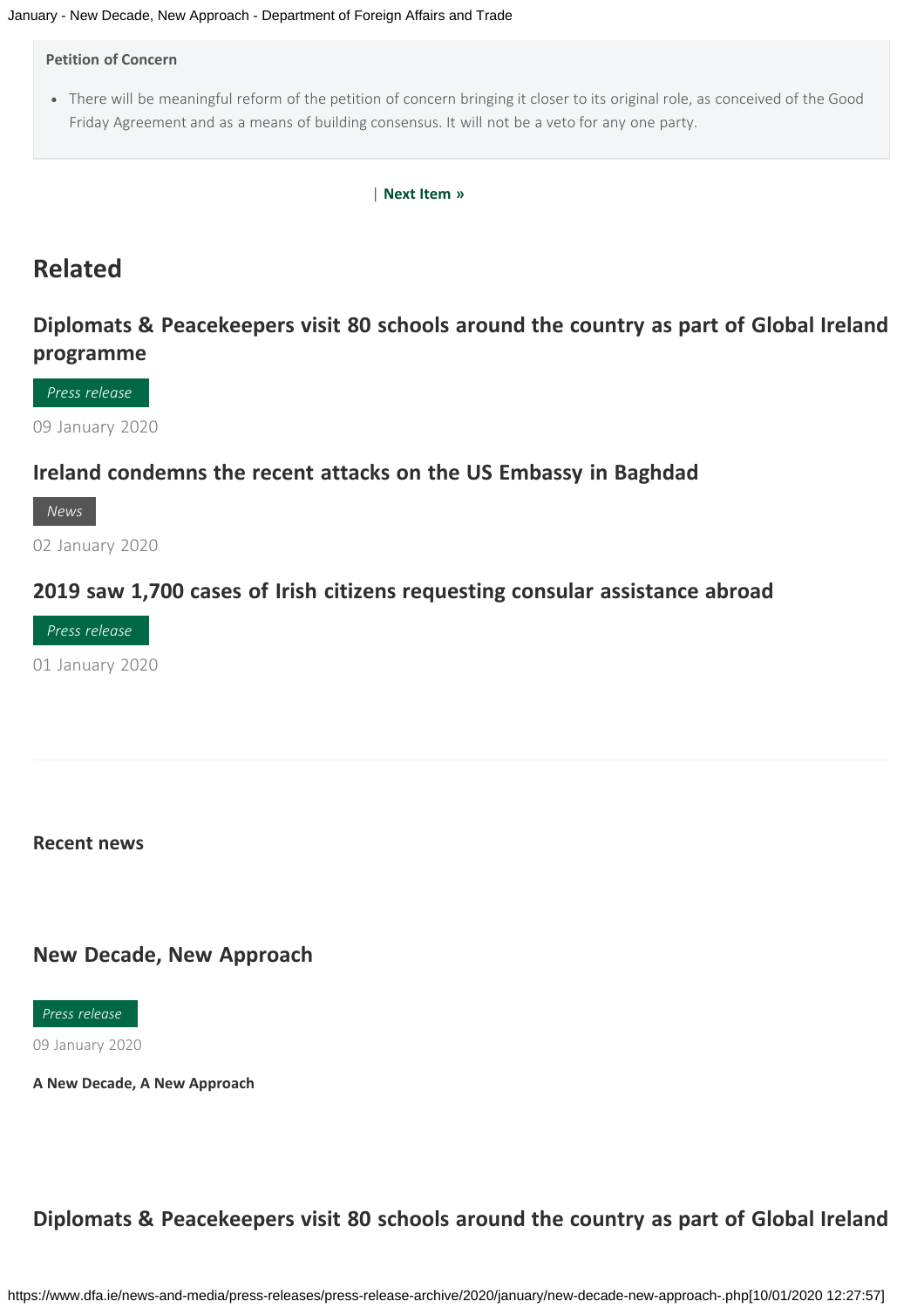**Petition of Concern**

- There will be meaningful reform of the petition of concern bringing it closer to its original role, as conceived of the Good Friday Agreement and as a means of building consensus. It will not be a veto for any one party.

| **Next Item »**

## Related

### Diplomats & Peacekeepers visit 80 schools around the country as part of Global Ireland programme

*Press release*

09 January 2020

### Ireland condemns the recent attacks on the US Embassy in Baghdad

*News*

02 January 2020

### 2019 saw 1,700 cases of Irish citizens requesting consular assistance abroad

*Press release*

01 January 2020

**Recent news**

### New Decade, New Approach

*Press release*

09 January 2020

**A New Decade, A New Approach**

### Diplomats & Peacekeepers visit 80 schools around the country as part of Global Ireland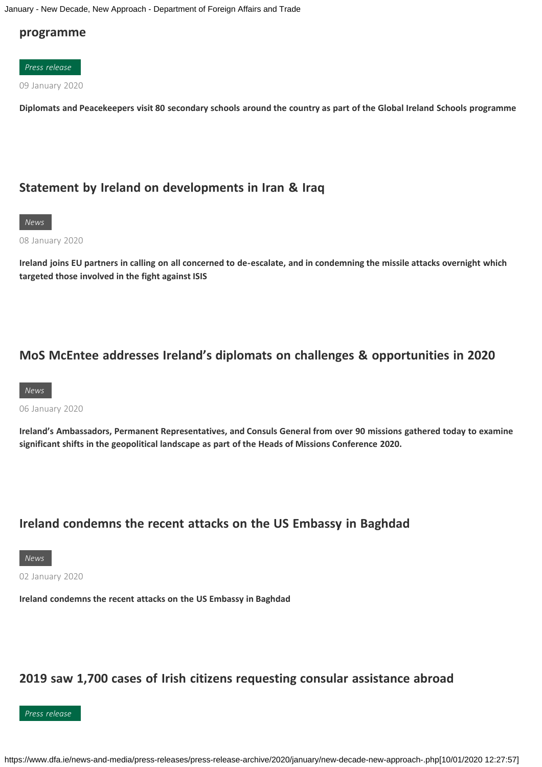## programme

*Press release*

09 January 2020

**Diplomats and Peacekeepers visit 80 secondary schools around the country as part of the Global Ireland Schools programme**

## Statement by Ireland on developments in Iran & Iraq

*News*

08 January 2020

**Ireland joins EU partners in calling on all concerned to de-escalate, and in condemning the missile attacks overnight which targeted those involved in the fight against ISIS**

## MoS McEntee addresses Ireland's diplomats on challenges & opportunities in 2020

*News*

06 January 2020

**Ireland's Ambassadors, Permanent Representatives, and Consuls General from over 90 missions gathered today to examine significant shifts in the geopolitical landscape as part of the Heads of Missions Conference 2020.**

## Ireland condemns the recent attacks on the US Embassy in Baghdad

*News*

02 January 2020

**Ireland condemns the recent attacks on the US Embassy in Baghdad**

## 2019 saw 1,700 cases of Irish citizens requesting consular assistance abroad

*Press release*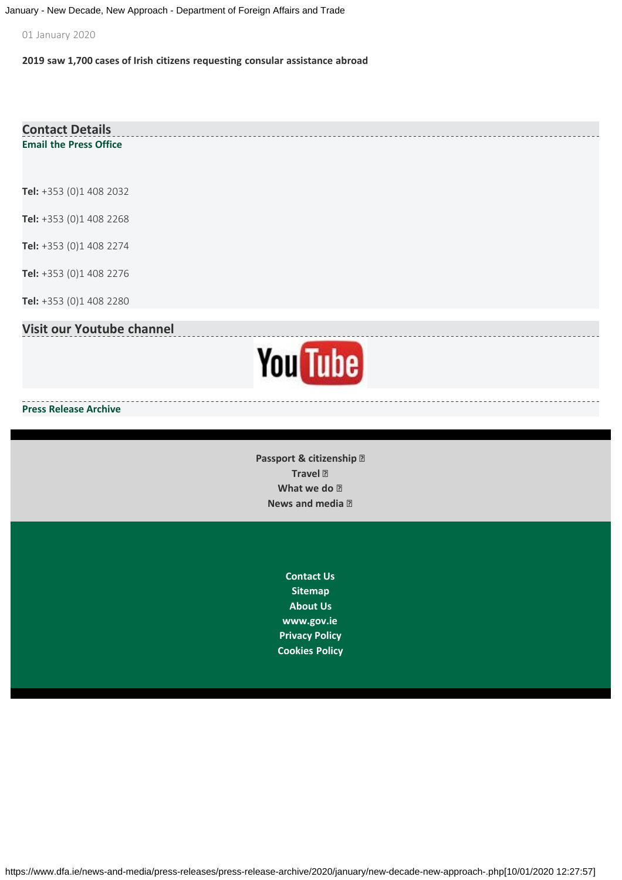01 January 2020

**2019 saw 1,700 cases of Irish citizens requesting consular assistance abroad**

## Contact Details

**Email the Press Office**

**Tel:** +353 (0)1 408 2032

**Tel:** +353 (0)1 408 2268

**Tel:** +353 (0)1 408 2274

**Tel:** +353 (0)1 408 2276

**Tel:** +353 (0)1 408 2280

## Visit our Youtube channel

**Press Release Archive**

**Passport & citizenship**
**Travel**
**What we do**
**News and media**

**Contact Us**
**Sitemap**
**About Us**
**www.gov.ie**
**Privacy Policy**
**Cookies Policy**